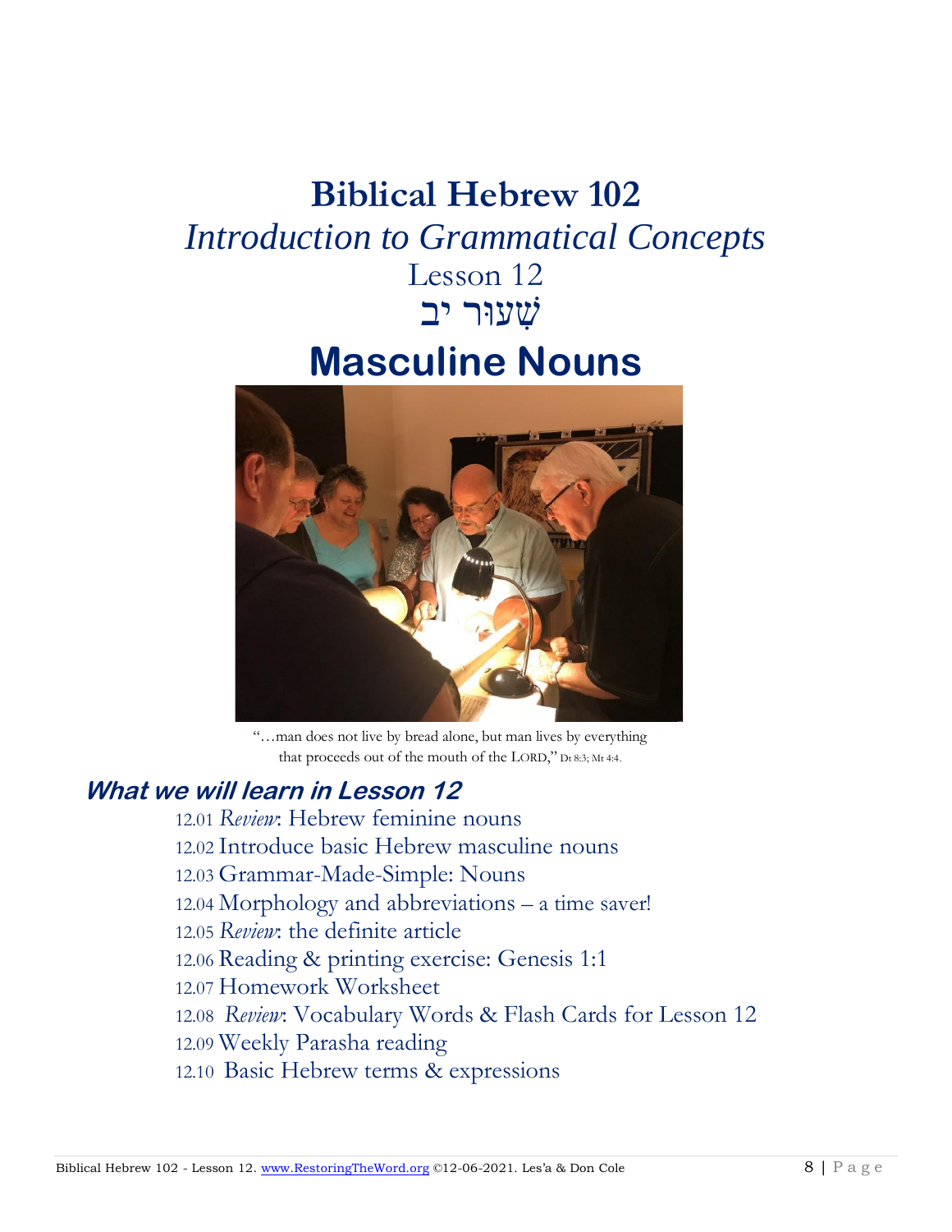# Biblical Hebrew 102

## *Introduction to Grammatical Concepts*

Lesson 12

שְׁעוּר יב

# Masculine Nouns

"…man does not live by bread alone, but man lives by everything that proceeds out of the mouth of the LORD," Dt 8:3; Mt 4:4.

### *What we will learn in Lesson 12*

- 12.01 *Review*: Hebrew feminine nouns
- 12.02 Introduce basic Hebrew masculine nouns
- 12.03 Grammar-Made-Simple: Nouns
- 12.04 Morphology and abbreviations – a time saver!
- 12.05 *Review*: the definite article
- 12.06 Reading & printing exercise: Genesis 1:1
- 12.07 Homework Worksheet
- 12.08 *Review*: Vocabulary Words & Flash Cards for Lesson 12
- 12.09 Weekly Parasha reading
- 12.10 Basic Hebrew terms & expressions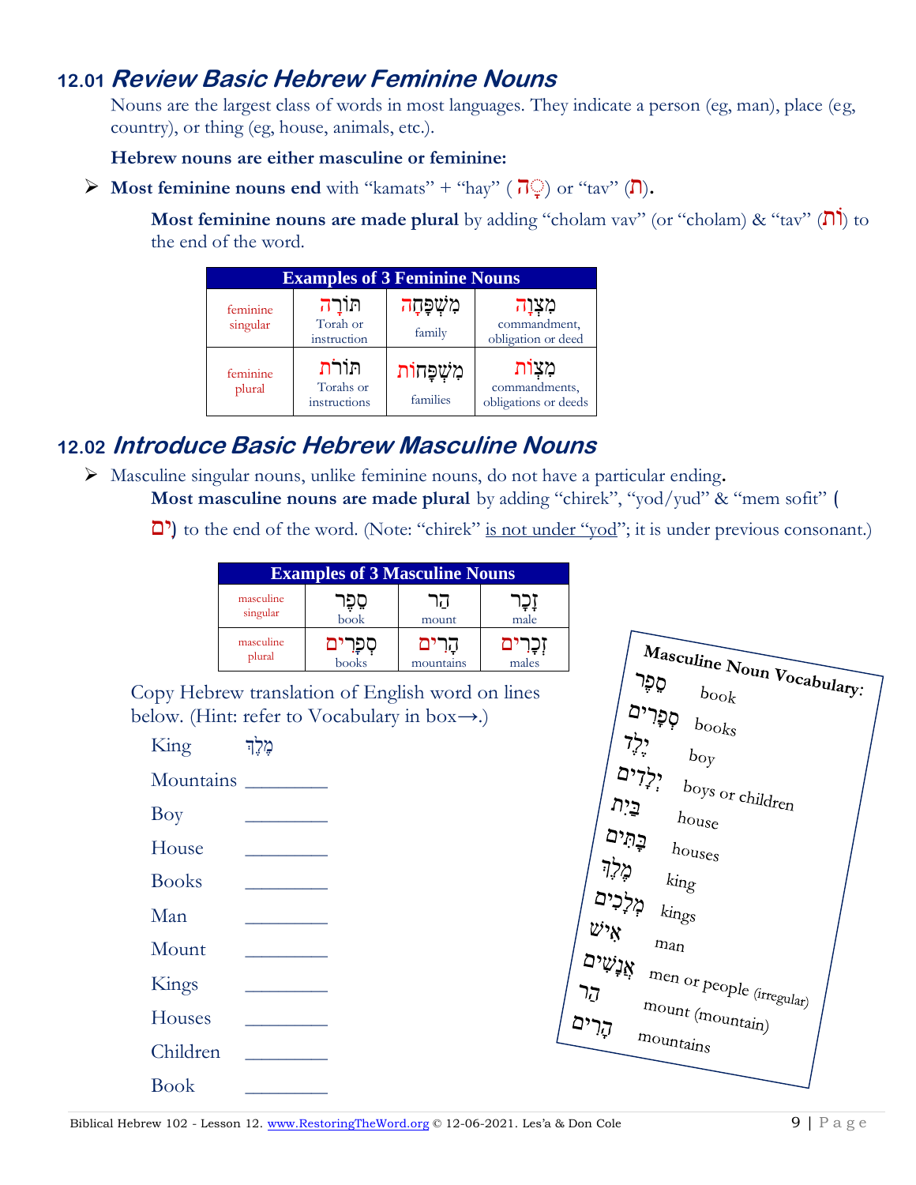## 12.01 *Review Basic Hebrew Feminine Nouns*

Nouns are the largest class of words in most languages. They indicate a person (eg, man), place (eg, country), or thing (eg, house, animals, etc.).

**Hebrew nouns are either masculine or feminine:**

- **Most feminine nouns end** with "kamats" + "hay" ( ָה) or "tav" (ת).

  **Most feminine nouns are made plural** by adding "cholam vav" (or "cholam) & "tav" (וֹת) to the end of the word.

| Examples of 3 Feminine Nouns | | | |
|---|---|---|---|
| feminine singular | תּוֹרָה Torah or instruction | מִשְׁפָּחָה family | מִצְוָה commandment, obligation or deed |
| feminine plural | תּוֹרֹת Torahs or instructions | מִשְׁפָּחוֹת families | מִצְוֹת commandments, obligations or deeds |

## 12.02 *Introduce Basic Hebrew Masculine Nouns*

- Masculine singular nouns, unlike feminine nouns, do not have a particular ending.

  **Most masculine nouns are made plural** by adding "chirek", "yod/yud" & "mem sofit" (ִים) to the end of the word. (Note: "chirek" is not under "yod"; it is under previous consonant.)

| Examples of 3 Masculine Nouns | | | |
|---|---|---|---|
| masculine singular | סֵפֶר book | הַר mount | זָכָר male |
| masculine plural | סְפָרִים books | הָרִים mountains | זְכָרִים males |

Copy Hebrew translation of English word on lines below. (Hint: refer to Vocabulary in box→.)

King מֶלֶךְ

Mountains ________

Boy ________

House ________

Books ________

Man ________

Mount ________

Kings ________

Houses ________

Children ________

Book ________

**Masculine Noun Vocabulary:**

| | |
|---|---|
| סֵפֶר | book |
| סְפָרִים | books |
| יֶלֶד | boy |
| יְלָדִים | boys or children |
| בַּיִת | house |
| בָּתִּים | houses |
| מֶלֶךְ | king |
| מְלָכִים | kings |
| אִישׁ | man |
| אֲנָשִׁים | men or people (irregular) |
| הַר | mount (mountain) |
| הָרִים | mountains |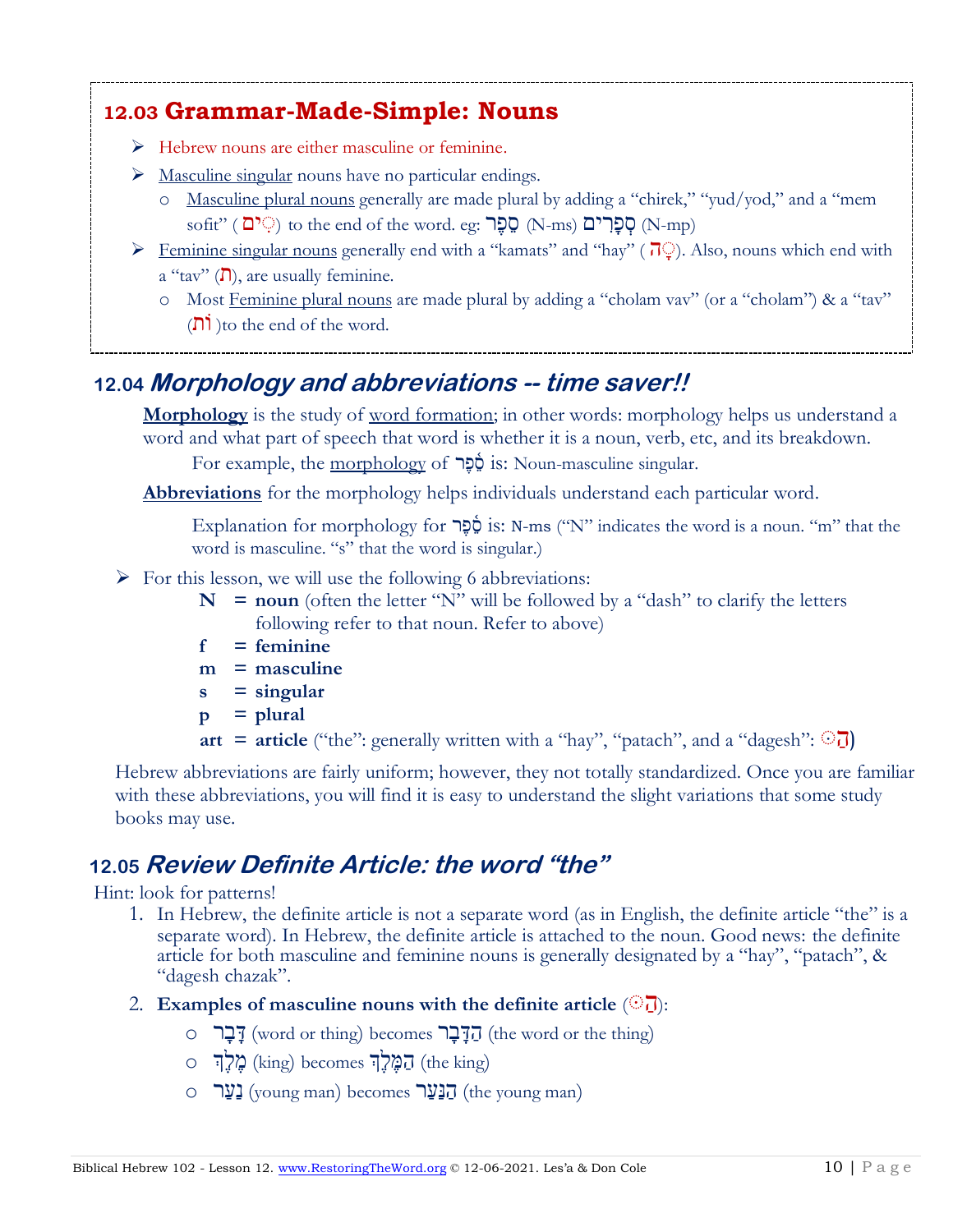## 12.03 Grammar-Made-Simple: Nouns

- Hebrew nouns are either masculine or feminine.
- Masculine singular nouns have no particular endings.
  - Masculine plural nouns generally are made plural by adding a "chirek," "yud/yod," and a "mem sofit" ( ִים) to the end of the word. eg: סֵפֶר (N-ms) סְפָרִים (N-mp)
- Feminine singular nouns generally end with a "kamats" and "hay" ( ָה). Also, nouns which end with a "tav" (ת), are usually feminine.
  - Most Feminine plural nouns are made plural by adding a "cholam vav" (or a "cholam") & a "tav" (וֹת )to the end of the word.

## 12.04 *Morphology and abbreviations -- time saver!!*

**Morphology** is the study of word formation; in other words: morphology helps us understand a word and what part of speech that word is whether it is a noun, verb, etc, and its breakdown.

For example, the morphology of סֵ֫פֶר is: Noun-masculine singular.

**Abbreviations** for the morphology helps individuals understand each particular word.

Explanation for morphology for סֵ֫פֶר is: N-ms ("N" indicates the word is a noun. "m" that the word is masculine. "s" that the word is singular.)

- For this lesson, we will use the following 6 abbreviations:
  - **N = noun** (often the letter "N" will be followed by a "dash" to clarify the letters following refer to that noun. Refer to above)
  - **f = feminine**
  - **m = masculine**
  - **s = singular**
  - **p = plural**
  - **art = article** ("the": generally written with a "hay", "patach", and a "dagesh": הַ ּ)

Hebrew abbreviations are fairly uniform; however, they not totally standardized. Once you are familiar with these abbreviations, you will find it is easy to understand the slight variations that some study books may use.

## 12.05 *Review Definite Article: the word "the"*

Hint: look for patterns!

1. In Hebrew, the definite article is not a separate word (as in English, the definite article "the" is a separate word). In Hebrew, the definite article is attached to the noun. Good news: the definite article for both masculine and feminine nouns is generally designated by a "hay", "patach", & "dagesh chazak".
2. **Examples of masculine nouns with the definite article** (הַ ּ):
   - דָּבָר (word or thing) becomes הַדָּבָר (the word or the thing)
   - מֶלֶךְ (king) becomes הַמֶּלֶךְ (the king)
   - נַעַר (young man) becomes הַנַּעַר (the young man)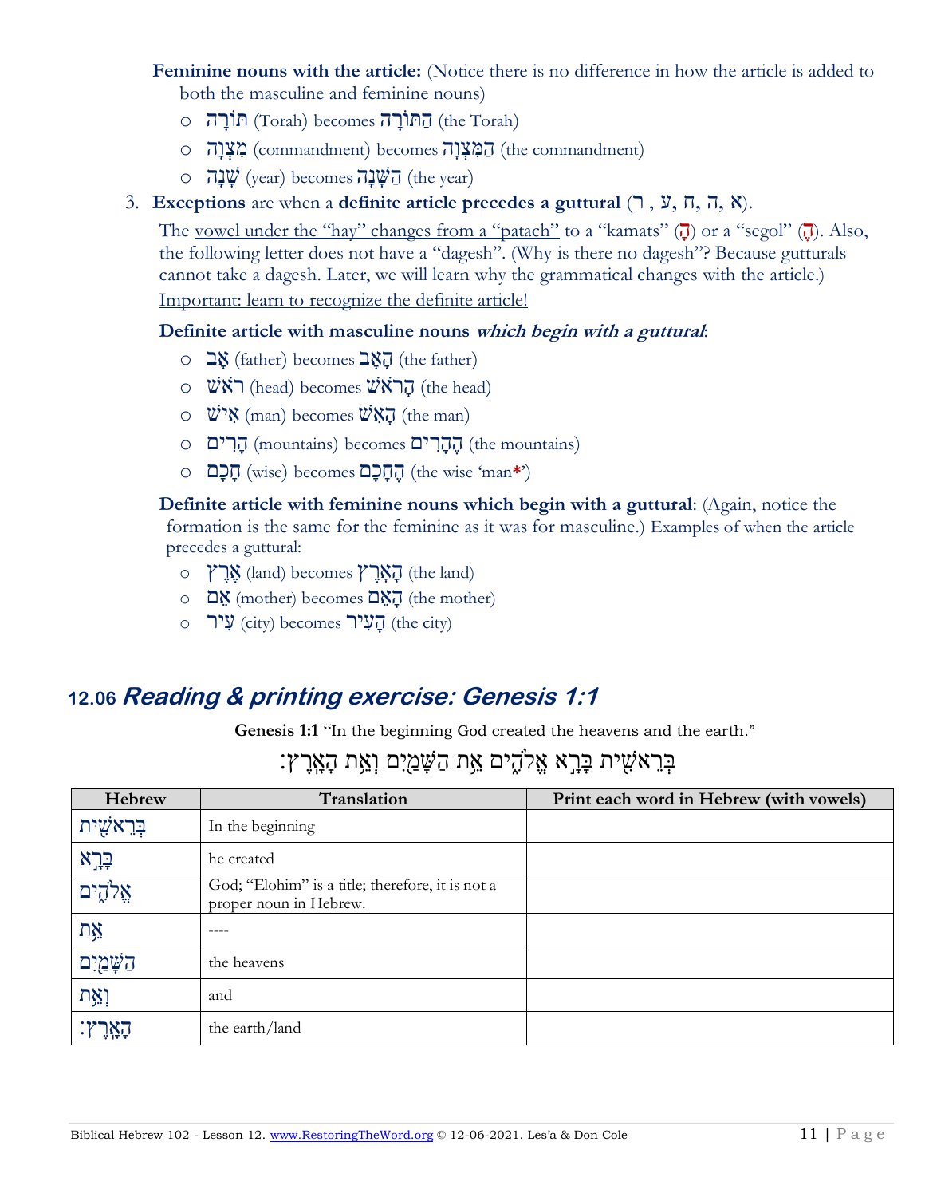**Feminine nouns with the article:** (Notice there is no difference in how the article is added to both the masculine and feminine nouns)

- תּוֹרָה (Torah) becomes הַתּוֹרָה (the Torah)
- מִצְוָה (commandment) becomes הַמִּצְוָה (the commandment)
- שָׁנָה (year) becomes הַשָּׁנָה (the year)

3. **Exceptions** are when a **definite article precedes a guttural** (ר , ע, ח, ה, א).

The vowel under the "hay" changes from a "patach" to a "kamats" (הָ) or a "segol" (הֶ). Also, the following letter does not have a "dagesh". (Why is there no dagesh"? Because gutturals cannot take a dagesh. Later, we will learn why the grammatical changes with the article.) Important: learn to recognize the definite article!

**Definite article with masculine nouns *which begin with a guttural*:**

- אָב (father) becomes הָאָב (the father)
- רֹאשׁ (head) becomes הָרֹאשׁ (the head)
- אִישׁ (man) becomes הָאִישׁ (the man)
- הָרִים (mountains) becomes הֶהָרִים (the mountains)
- חָכָם (wise) becomes הֶחָכָם (the wise 'man*')

**Definite article with feminine nouns which begin with a guttural**: (Again, notice the formation is the same for the feminine as it was for masculine.) Examples of when the article precedes a guttural:

- אֶרֶץ (land) becomes הָאָרֶץ (the land)
- אֵם (mother) becomes הָאֵם (the mother)
- עִיר (city) becomes הָעִיר (the city)

## 12.06 *Reading & printing exercise: Genesis 1:1*

**Genesis 1:1** "In the beginning God created the heavens and the earth."

בְּרֵאשִׁית בָּרָא אֱלֹהִים אֵת הַשָּׁמַיִם וְאֵת הָאָרֶץ׃

| Hebrew | Translation | Print each word in Hebrew (with vowels) |
|---|---|---|
| בְּרֵאשִׁית | In the beginning | |
| בָּרָא | he created | |
| אֱלֹהִים | God; "Elohim" is a title; therefore, it is not a proper noun in Hebrew. | |
| אֵת | ---- | |
| הַשָּׁמַיִם | the heavens | |
| וְאֵת | and | |
| הָאָרֶץ׃ | the earth/land | |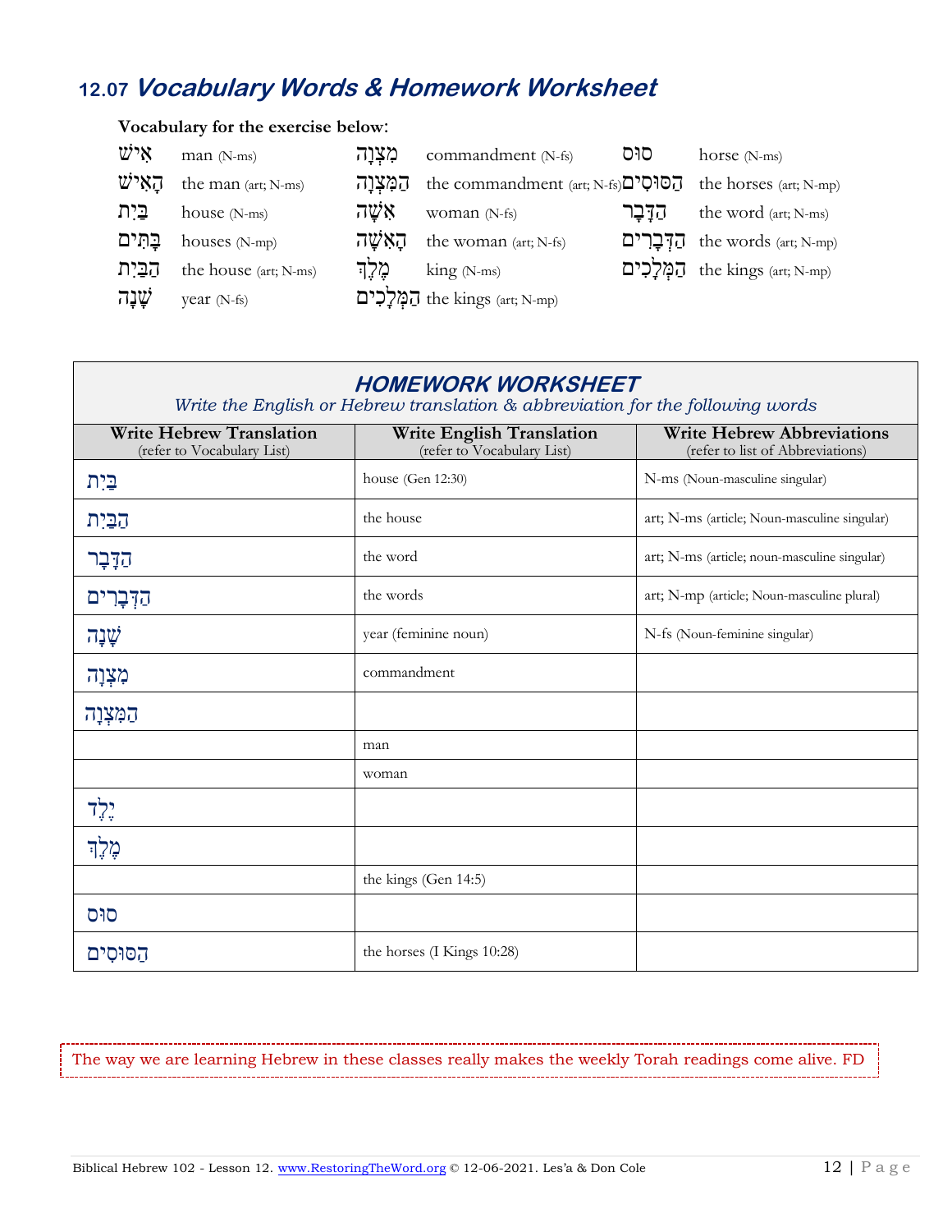## 12.07 *Vocabulary Words & Homework Worksheet*

**Vocabulary for the exercise below:**

| | | | | | |
|---|---|---|---|---|---|
| אִישׁ | man (N-ms) | מִצְוָה | commandment (N-fs) | סוּס | horse (N-ms) |
| הָאִישׁ | the man (art; N-ms) | הַמִּצְוָה | the commandment (art; N-fs) | הַסּוּסִים | the horses (art; N-mp) |
| בַּיִת | house (N-ms) | אִשָּׁה | woman (N-fs) | הַדָּבָר | the word (art; N-ms) |
| בָּתִּים | houses (N-mp) | הָאִשָּׁה | the woman (art; N-fs) | הַדְּבָרִים | the words (art; N-mp) |
| הַבַּיִת | the house (art; N-ms) | מֶלֶךְ | king (N-ms) | הַמְּלָכִים | the kings (art; N-mp) |
| שָׁנָה | year (N-fs) | הַמְּלָכִים | the kings (art; N-mp) | | |

### *HOMEWORK WORKSHEET*

*Write the English or Hebrew translation & abbreviation for the following words*

| Write Hebrew Translation (refer to Vocabulary List) | Write English Translation (refer to Vocabulary List) | Write Hebrew Abbreviations (refer to list of Abbreviations) |
|---|---|---|
| בַּיִת | house (Gen 12:30) | N-ms (Noun-masculine singular) |
| הַבַּיִת | the house | art; N-ms (article; Noun-masculine singular) |
| הַדָּבָר | the word | art; N-ms (article; noun-masculine singular) |
| הַדְּבָרִים | the words | art; N-mp (article; Noun-masculine plural) |
| שָׁנָה | year (feminine noun) | N-fs (Noun-feminine singular) |
| מִצְוָה | commandment | |
| הַמִּצְוָה | | |
| | man | |
| | woman | |
| יֶלֶד | | |
| מֶלֶךְ | | |
| | the kings (Gen 14:5) | |
| סוּס | | |
| הַסּוּסִים | the horses (I Kings 10:28) | |

The way we are learning Hebrew in these classes really makes the weekly Torah readings come alive. FD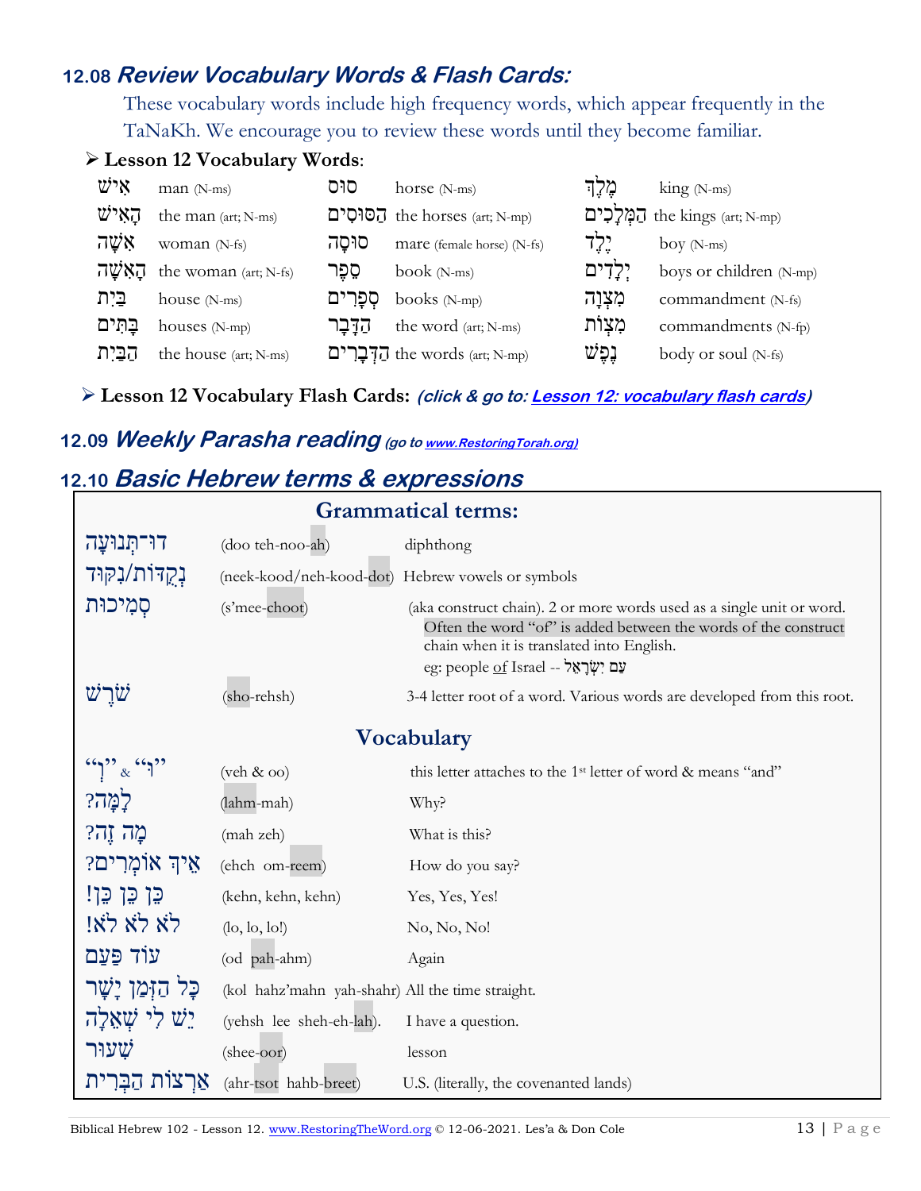## 12.08 *Review Vocabulary Words & Flash Cards:*

These vocabulary words include high frequency words, which appear frequently in the TaNaKh. We encourage you to review these words until they become familiar.

- **Lesson 12 Vocabulary Words**:

| | | | | | |
|---|---|---|---|---|---|
| אִישׁ | man (N-ms) | סוּס | horse (N-ms) | מֶלֶךְ | king (N-ms) |
| הָאִישׁ | the man (art; N-ms) | הַסּוּסִים | the horses (art; N-mp) | הַמְּלָכִים | the kings (art; N-mp) |
| אִשָּׁה | woman (N-fs) | סוּסָה | mare (female horse) (N-fs) | יֶלֶד | boy (N-ms) |
| הָאִשָּׁה | the woman (art; N-fs) | סֵפֶר | book (N-ms) | יְלָדִים | boys or children (N-mp) |
| בַּיִת | house (N-ms) | סְפָרִים | books (N-mp) | מִצְוָה | commandment (N-fs) |
| בָּתִּים | houses (N-mp) | הַדָּבָר | the word (art; N-ms) | מִצְוֹת | commandments (N-fp) |
| הַבַּיִת | the house (art; N-ms) | הַדְּבָרִים | the words (art; N-mp) | נֶפֶשׁ | body or soul (N-fs) |

- **Lesson 12 Vocabulary Flash Cards:** ***(click & go to: Lesson 12: vocabulary flash cards)***

## 12.09 *Weekly Parasha reading (go to www.RestoringTorah.org)*

## 12.10 *Basic Hebrew terms & expressions*

| **Grammatical terms:** | | |
|---|---|---|
| דוּ־תְּנוּעָה | (doo teh-noo-ah) | diphthong |
| נְקֻדּוֹת/נִקּוּד | (neek-kood/neh-kood-dot) | Hebrew vowels or symbols |
| סְמִיכוּת | (s'mee-choot) | (aka construct chain). 2 or more words used as a single unit or word. Often the word "of" is added between the words of the construct chain when it is translated into English. eg: people of Israel -- עַם יִשְׂרָאֵל |
| שֹׁרֶשׁ | (sho-rehsh) | 3-4 letter root of a word. Various words are developed from this root. |
| **Vocabulary** | | |
| "וְ" & "וּ" | (veh & oo) | this letter attaches to the 1st letter of word & means "and" |
| לָמָּה? | (lahm-mah) | Why? |
| מָה זֶה? | (mah zeh) | What is this? |
| אֵיךְ אוֹמְרִים? | (ehch om-reem) | How do you say? |
| כֵּן כֵּן כֵּן! | (kehn, kehn, kehn) | Yes, Yes, Yes! |
| לֹא לֹא לֹא! | (lo, lo, lo!) | No, No, No! |
| עוֹד פַּעַם | (od pah-ahm) | Again |
| כָּל הַזְּמַן יָשָׁר | (kol hahz'mahn yah-shahr) | All the time straight. |
| יֵשׁ לִי שְׁאֵלָה | (yehsh lee sheh-eh-lah). | I have a question. |
| שִׁעוּר | (shee-oor) | lesson |
| אַרְצוֹת הַבְּרִית | (ahr-tsot hahb-breet) | U.S. (literally, the covenanted lands) |